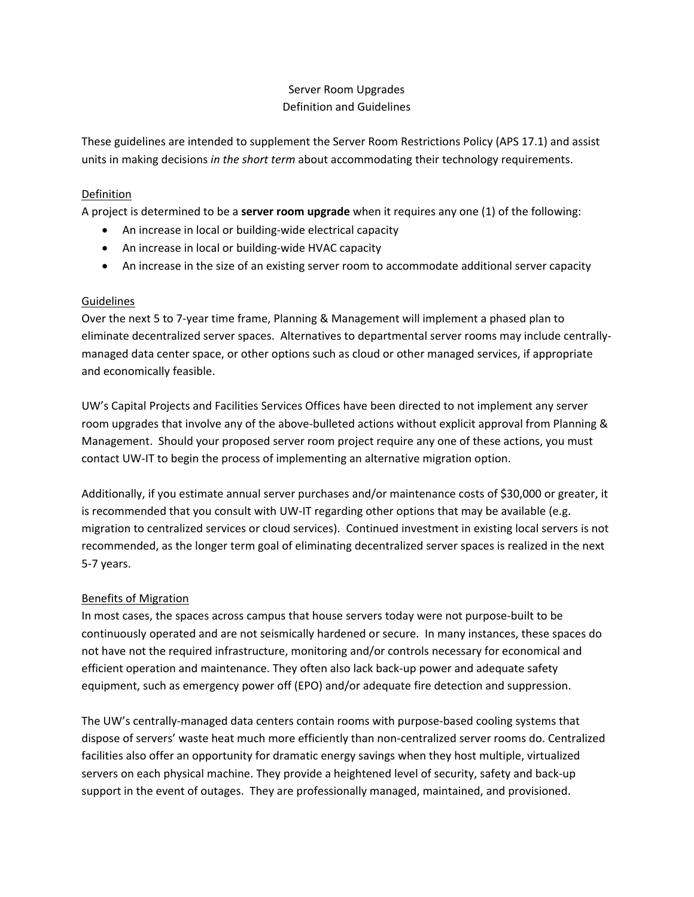# Server Room Upgrades
## Definition and Guidelines

These guidelines are intended to supplement the Server Room Restrictions Policy (APS 17.1) and assist units in making decisions *in the short term* about accommodating their technology requirements.

### Definition

A project is determined to be a **server room upgrade** when it requires any one (1) of the following:

- An increase in local or building-wide electrical capacity
- An increase in local or building-wide HVAC capacity
- An increase in the size of an existing server room to accommodate additional server capacity

### Guidelines

Over the next 5 to 7-year time frame, Planning & Management will implement a phased plan to eliminate decentralized server spaces. Alternatives to departmental server rooms may include centrally-managed data center space, or other options such as cloud or other managed services, if appropriate and economically feasible.

UW's Capital Projects and Facilities Services Offices have been directed to not implement any server room upgrades that involve any of the above-bulleted actions without explicit approval from Planning & Management. Should your proposed server room project require any one of these actions, you must contact UW-IT to begin the process of implementing an alternative migration option.

Additionally, if you estimate annual server purchases and/or maintenance costs of $30,000 or greater, it is recommended that you consult with UW-IT regarding other options that may be available (e.g. migration to centralized services or cloud services). Continued investment in existing local servers is not recommended, as the longer term goal of eliminating decentralized server spaces is realized in the next 5-7 years.

### Benefits of Migration

In most cases, the spaces across campus that house servers today were not purpose-built to be continuously operated and are not seismically hardened or secure. In many instances, these spaces do not have not the required infrastructure, monitoring and/or controls necessary for economical and efficient operation and maintenance. They often also lack back-up power and adequate safety equipment, such as emergency power off (EPO) and/or adequate fire detection and suppression.

The UW's centrally-managed data centers contain rooms with purpose-based cooling systems that dispose of servers' waste heat much more efficiently than non-centralized server rooms do. Centralized facilities also offer an opportunity for dramatic energy savings when they host multiple, virtualized servers on each physical machine. They provide a heightened level of security, safety and back-up support in the event of outages. They are professionally managed, maintained, and provisioned.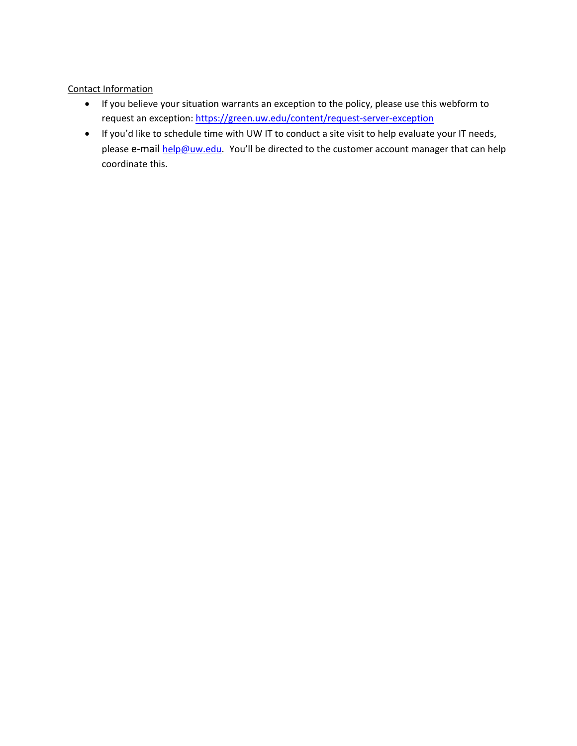<u>Contact Information</u>

- If you believe your situation warrants an exception to the policy, please use this webform to request an exception: [https://green.uw.edu/content/request-server-exception](https://green.uw.edu/content/request-server-exception)
- If you'd like to schedule time with UW IT to conduct a site visit to help evaluate your IT needs, please e-mail [help@uw.edu](mailto:help@uw.edu). You'll be directed to the customer account manager that can help coordinate this.